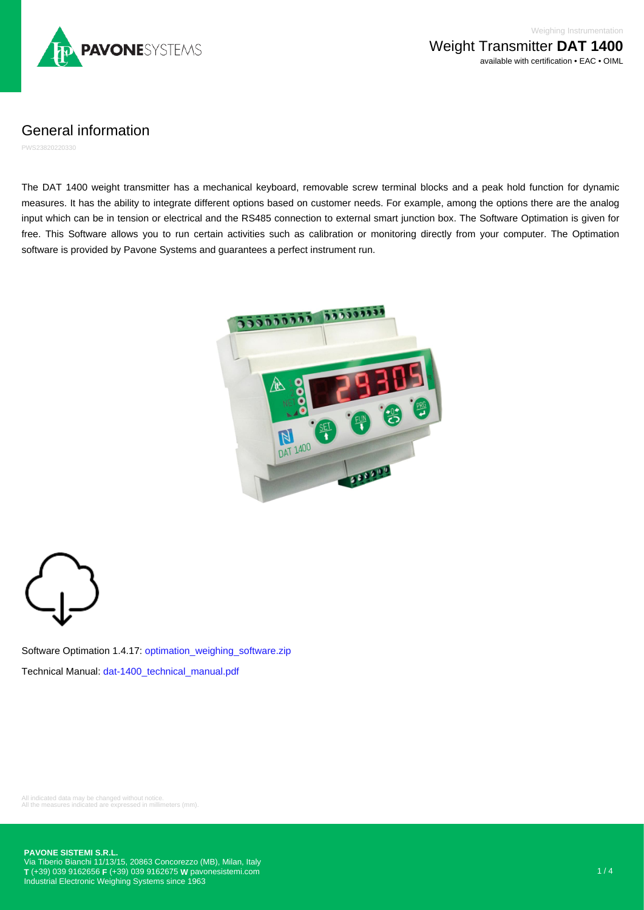Weighing Instrumentation

# Weight Transmitter **DAT 1400**

available with certification • EAC • OIML

## General information

PWS23820220330

The DAT 1400 weight transmitter has a mechanical keyboard, removable screw terminal blocks and a peak hold function for dynamic measures. It has the ability to integrate different options based on customer needs. For example, among the options there are the analog input which can be in tension or electrical and the RS485 connection to external smart junction box. The Software Optimation is given for free. This Software allows you to run certain activities such as calibration or monitoring directly from your computer. The Optimation software is provided by Pavone Systems and guarantees a perfect instrument run.

Software Optimation 1.4.17: optimation_weighing_software.zip

Technical Manual: dat-1400_technical_manual.pdf

All indicated data may be changed without notice.
All the measures indicated are expressed in millimeters (mm).

**PAVONE SISTEMI S.R.L.**
Via Tiberio Bianchi 11/13/15, 20863 Concorezzo (MB), Milan, Italy
**T** (+39) 039 9162656 **F** (+39) 039 9162675 **W** pavonesistemi.com
Industrial Electronic Weighing Systems since 1963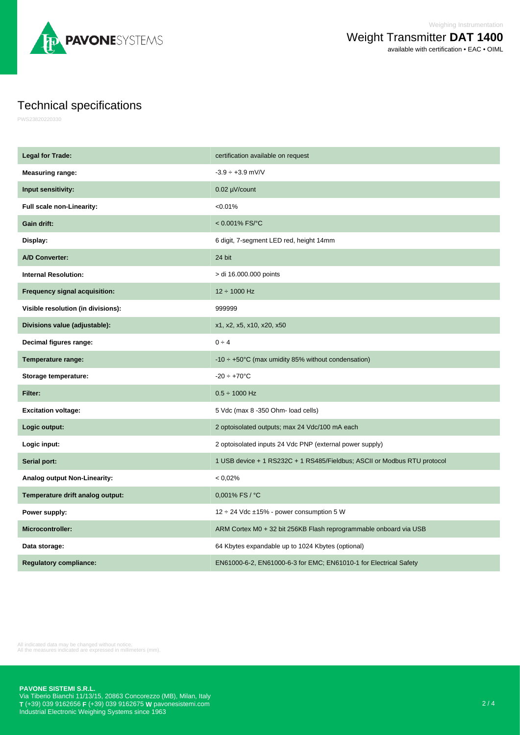# Technical specifications

PWS23820220330

| | |
|---|---|
| **Legal for Trade:** | certification available on request |
| **Measuring range:** | -3.9 ÷ +3.9 mV/V |
| **Input sensitivity:** | 0.02 µV/count |
| **Full scale non-Linearity:** | <0.01% |
| **Gain drift:** | < 0.001% FS/°C |
| **Display:** | 6 digit, 7-segment LED red, height 14mm |
| **A/D Converter:** | 24 bit |
| **Internal Resolution:** | > di 16.000.000 points |
| **Frequency signal acquisition:** | 12 ÷ 1000 Hz |
| **Visible resolution (in divisions):** | 999999 |
| **Divisions value (adjustable):** | x1, x2, x5, x10, x20, x50 |
| **Decimal figures range:** | 0 ÷ 4 |
| **Temperature range:** | -10 ÷ +50°C (max umidity 85% without condensation) |
| **Storage temperature:** | -20 ÷ +70°C |
| **Filter:** | 0.5 ÷ 1000 Hz |
| **Excitation voltage:** | 5 Vdc (max 8 -350 Ohm- load cells) |
| **Logic output:** | 2 optoisolated outputs; max 24 Vdc/100 mA each |
| **Logic input:** | 2 optoisolated inputs 24 Vdc PNP (external power supply) |
| **Serial port:** | 1 USB device + 1 RS232C + 1 RS485/Fieldbus; ASCII or Modbus RTU protocol |
| **Analog output Non-Linearity:** | < 0,02% |
| **Temperature drift analog output:** | 0,001% FS / °C |
| **Power supply:** | 12 ÷ 24 Vdc ±15% - power consumption 5 W |
| **Microcontroller:** | ARM Cortex M0 + 32 bit 256KB Flash reprogrammable onboard via USB |
| **Data storage:** | 64 Kbytes expandable up to 1024 Kbytes (optional) |
| **Regulatory compliance:** | EN61000-6-2, EN61000-6-3 for EMC; EN61010-1 for Electrical Safety |

All indicated data may be changed without notice.
All the measures indicated are expressed in millimeters (mm).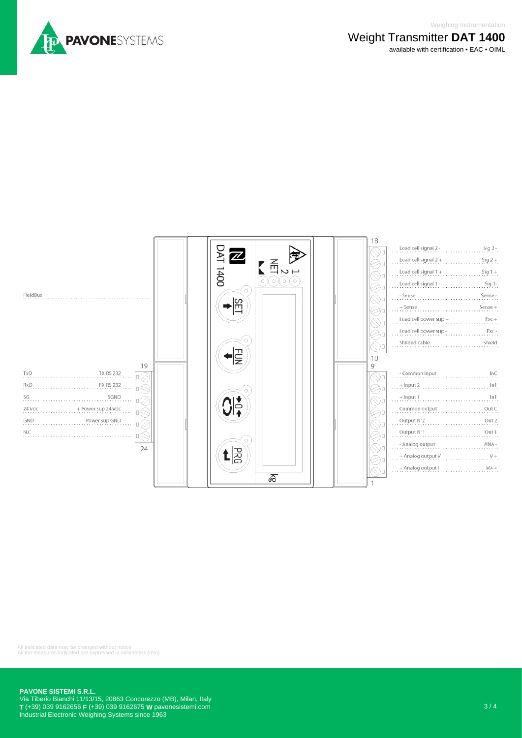Weighing Instrumentation

# Weight Transmitter **DAT 1400**

available with certification • EAC • OIML

| Terminal | Description | Label |
|---|---|---|
| 18 | Load cell signal 2 - | Sig 2 - |
| 17 | Load cell signal 2 + | Sig 2 + |
| 16 | Load cell signal 1 + | Sig 1 + |
| 15 | Load cell signal 1 - | Sig 1- |
| 14 | - Sense | Sense - |
| 13 | + Sense | Sense + |
| 12 | Load cell power sup + | Exc + |
| 11 | Load cell power sup - | Exc - |
| 10 | Shilded cable | Shield |
| 9 | - Common input | InC |
| 8 | + Input 2 | In1 |
| 7 | + Input 1 | In1 |
| 6 | Common output | Out C |
| 5 | Output N°2 | Out 2 |
| 4 | Output N°1 | Out 1 |
| 3 | - Analog output | ANA - |
| 2 | + Analog output V | V + |
| 1 | + Analog output I | MA + |

| Terminal | Label | Description |
|---|---|---|
| 19 | TxD | TX RS 232 |
| 20 | RxD | RX RS 232 |
| 21 | SG | SGND |
| 22 | 24 Vdc | + Power sup 24 Vdc |
| 23 | GND | - Power sup GND |
| 24 | N.C | |

FieldBus

DAT 1400 — SET, FUN, →0←, PRG — NET 1 2 — kg

All indicated data may be changed without notice.
All the measures indicated are expressed in millimeters (mm).

**PAVONE SISTEMI S.R.L.**
Via Tiberio Bianchi 11/13/15, 20863 Concorezzo (MB), Milan, Italy
**T** (+39) 039 9162656 **F** (+39) 039 9162675 **W** pavonesistemi.com
Industrial Electronic Weighing Systems since 1963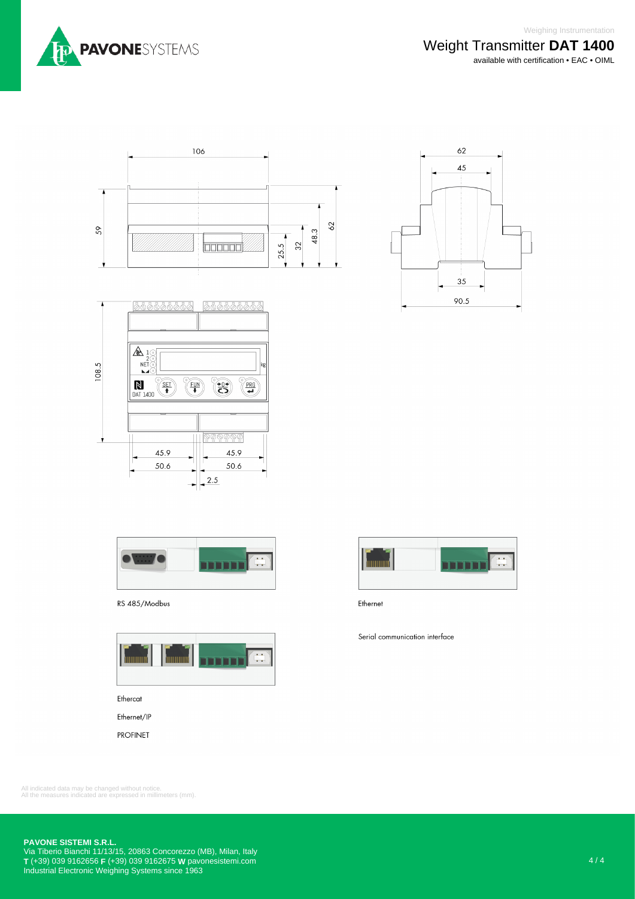Weighing Instrumentation

# Weight Transmitter **DAT 1400**

available with certification • EAC • OIML

106

59

25.5

32

48.3

62

45

35

90.5

108.5

45.9

50.6

45.9

50.6

2.5

RS 485/Modbus

Ethernet

Serial communication interface

Ethercat

Ethernet/IP

PROFINET

All indicated data may be changed without notice.
All the measures indicated are expressed in millimeters (mm).

**PAVONE SISTEMI S.R.L.**
Via Tiberio Bianchi 11/13/15, 20863 Concorezzo (MB), Milan, Italy
**T** (+39) 039 9162656 **F** (+39) 039 9162675 **W** pavonesistemi.com
Industrial Electronic Weighing Systems since 1963